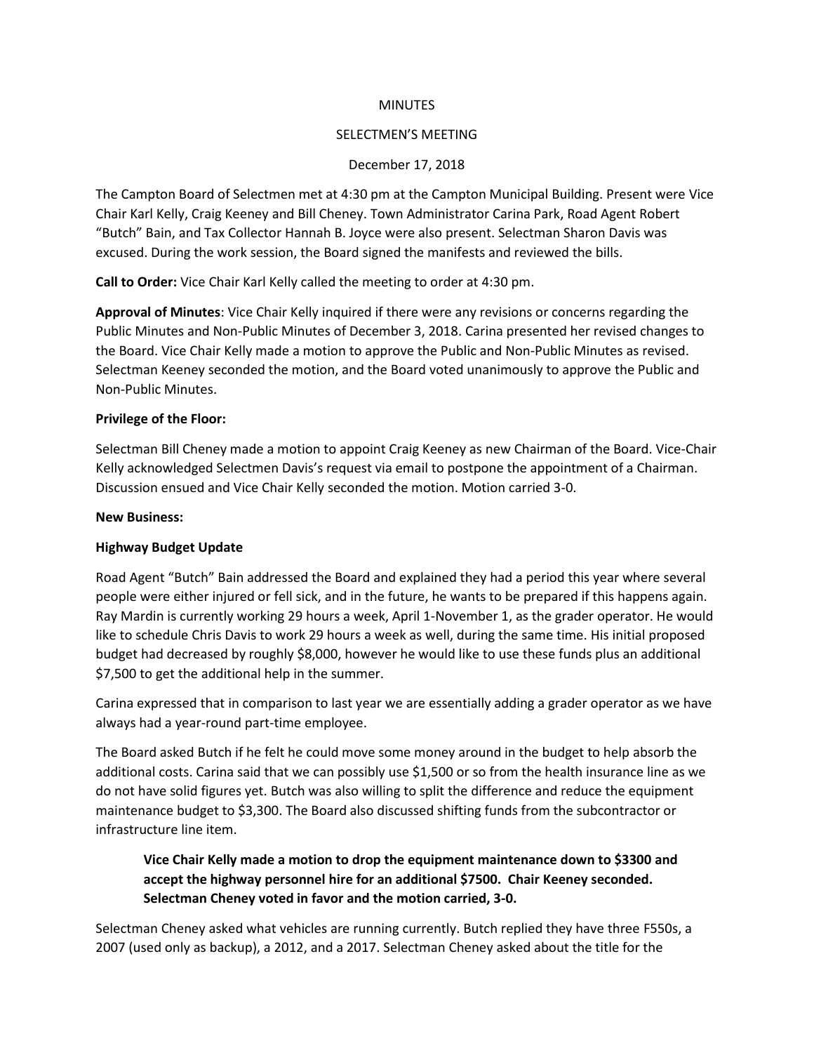MINUTES

SELECTMEN'S MEETING

December 17, 2018

The Campton Board of Selectmen met at 4:30 pm at the Campton Municipal Building. Present were Vice Chair Karl Kelly, Craig Keeney and Bill Cheney. Town Administrator Carina Park, Road Agent Robert "Butch" Bain, and Tax Collector Hannah B. Joyce were also present. Selectman Sharon Davis was excused. During the work session, the Board signed the manifests and reviewed the bills.

**Call to Order:** Vice Chair Karl Kelly called the meeting to order at 4:30 pm.

**Approval of Minutes**: Vice Chair Kelly inquired if there were any revisions or concerns regarding the Public Minutes and Non-Public Minutes of December 3, 2018. Carina presented her revised changes to the Board. Vice Chair Kelly made a motion to approve the Public and Non-Public Minutes as revised. Selectman Keeney seconded the motion, and the Board voted unanimously to approve the Public and Non-Public Minutes.

**Privilege of the Floor:**

Selectman Bill Cheney made a motion to appoint Craig Keeney as new Chairman of the Board. Vice-Chair Kelly acknowledged Selectmen Davis's request via email to postpone the appointment of a Chairman. Discussion ensued and Vice Chair Kelly seconded the motion. Motion carried 3-0.

**New Business:**

**Highway Budget Update**

Road Agent "Butch" Bain addressed the Board and explained they had a period this year where several people were either injured or fell sick, and in the future, he wants to be prepared if this happens again. Ray Mardin is currently working 29 hours a week, April 1-November 1, as the grader operator. He would like to schedule Chris Davis to work 29 hours a week as well, during the same time. His initial proposed budget had decreased by roughly $8,000, however he would like to use these funds plus an additional $7,500 to get the additional help in the summer.

Carina expressed that in comparison to last year we are essentially adding a grader operator as we have always had a year-round part-time employee.

The Board asked Butch if he felt he could move some money around in the budget to help absorb the additional costs. Carina said that we can possibly use $1,500 or so from the health insurance line as we do not have solid figures yet. Butch was also willing to split the difference and reduce the equipment maintenance budget to $3,300. The Board also discussed shifting funds from the subcontractor or infrastructure line item.

> **Vice Chair Kelly made a motion to drop the equipment maintenance down to $3300 and accept the highway personnel hire for an additional $7500. Chair Keeney seconded. Selectman Cheney voted in favor and the motion carried, 3-0.**

Selectman Cheney asked what vehicles are running currently. Butch replied they have three F550s, a 2007 (used only as backup), a 2012, and a 2017. Selectman Cheney asked about the title for the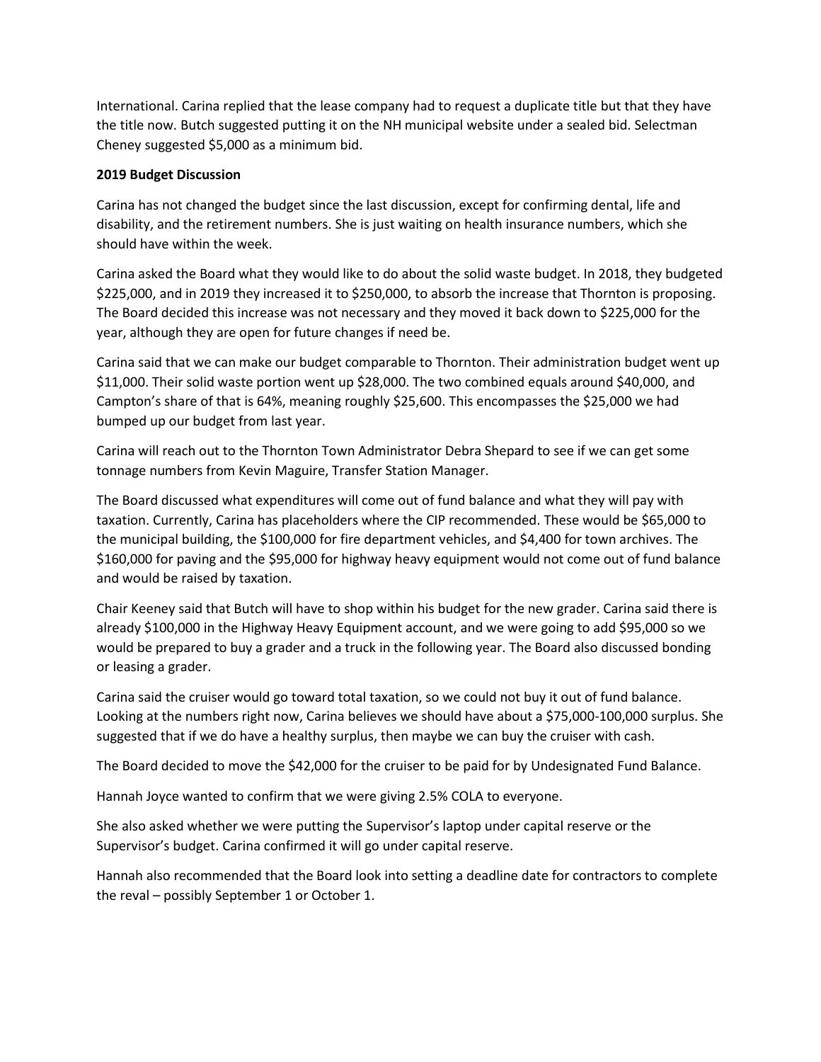International. Carina replied that the lease company had to request a duplicate title but that they have the title now. Butch suggested putting it on the NH municipal website under a sealed bid. Selectman Cheney suggested $5,000 as a minimum bid.

**2019 Budget Discussion**

Carina has not changed the budget since the last discussion, except for confirming dental, life and disability, and the retirement numbers. She is just waiting on health insurance numbers, which she should have within the week.

Carina asked the Board what they would like to do about the solid waste budget. In 2018, they budgeted $225,000, and in 2019 they increased it to $250,000, to absorb the increase that Thornton is proposing. The Board decided this increase was not necessary and they moved it back down to $225,000 for the year, although they are open for future changes if need be.

Carina said that we can make our budget comparable to Thornton. Their administration budget went up $11,000. Their solid waste portion went up $28,000. The two combined equals around $40,000, and Campton's share of that is 64%, meaning roughly $25,600. This encompasses the $25,000 we had bumped up our budget from last year.

Carina will reach out to the Thornton Town Administrator Debra Shepard to see if we can get some tonnage numbers from Kevin Maguire, Transfer Station Manager.

The Board discussed what expenditures will come out of fund balance and what they will pay with taxation. Currently, Carina has placeholders where the CIP recommended. These would be $65,000 to the municipal building, the $100,000 for fire department vehicles, and $4,400 for town archives. The $160,000 for paving and the $95,000 for highway heavy equipment would not come out of fund balance and would be raised by taxation.

Chair Keeney said that Butch will have to shop within his budget for the new grader. Carina said there is already $100,000 in the Highway Heavy Equipment account, and we were going to add $95,000 so we would be prepared to buy a grader and a truck in the following year. The Board also discussed bonding or leasing a grader.

Carina said the cruiser would go toward total taxation, so we could not buy it out of fund balance. Looking at the numbers right now, Carina believes we should have about a $75,000-100,000 surplus. She suggested that if we do have a healthy surplus, then maybe we can buy the cruiser with cash.

The Board decided to move the $42,000 for the cruiser to be paid for by Undesignated Fund Balance.

Hannah Joyce wanted to confirm that we were giving 2.5% COLA to everyone.

She also asked whether we were putting the Supervisor's laptop under capital reserve or the Supervisor's budget. Carina confirmed it will go under capital reserve.

Hannah also recommended that the Board look into setting a deadline date for contractors to complete the reval – possibly September 1 or October 1.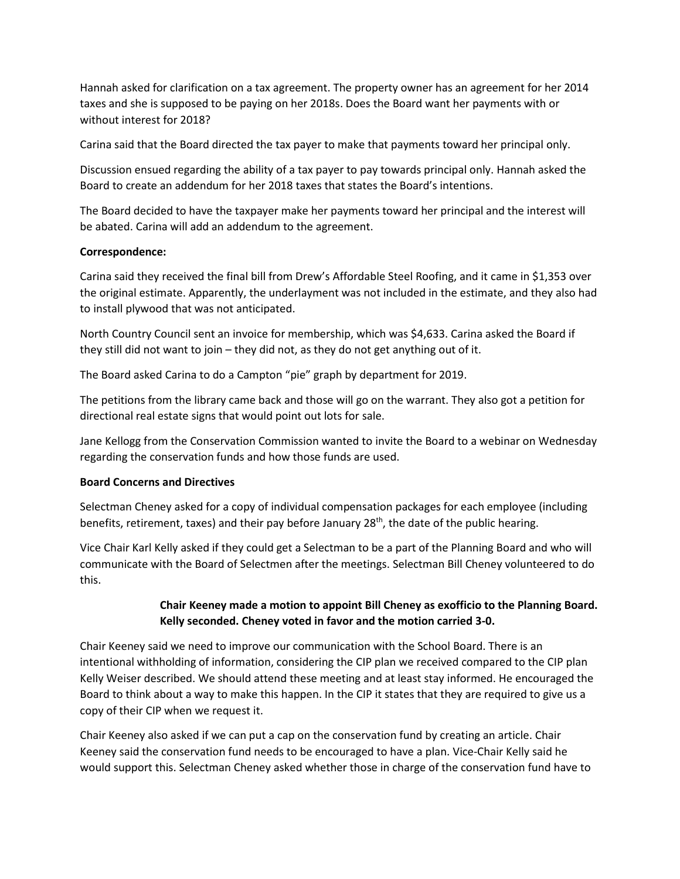Hannah asked for clarification on a tax agreement. The property owner has an agreement for her 2014 taxes and she is supposed to be paying on her 2018s. Does the Board want her payments with or without interest for 2018?

Carina said that the Board directed the tax payer to make that payments toward her principal only.

Discussion ensued regarding the ability of a tax payer to pay towards principal only. Hannah asked the Board to create an addendum for her 2018 taxes that states the Board's intentions.

The Board decided to have the taxpayer make her payments toward her principal and the interest will be abated. Carina will add an addendum to the agreement.

**Correspondence:**

Carina said they received the final bill from Drew's Affordable Steel Roofing, and it came in $1,353 over the original estimate. Apparently, the underlayment was not included in the estimate, and they also had to install plywood that was not anticipated.

North Country Council sent an invoice for membership, which was $4,633. Carina asked the Board if they still did not want to join – they did not, as they do not get anything out of it.

The Board asked Carina to do a Campton "pie" graph by department for 2019.

The petitions from the library came back and those will go on the warrant. They also got a petition for directional real estate signs that would point out lots for sale.

Jane Kellogg from the Conservation Commission wanted to invite the Board to a webinar on Wednesday regarding the conservation funds and how those funds are used.

**Board Concerns and Directives**

Selectman Cheney asked for a copy of individual compensation packages for each employee (including benefits, retirement, taxes) and their pay before January 28th, the date of the public hearing.

Vice Chair Karl Kelly asked if they could get a Selectman to be a part of the Planning Board and who will communicate with the Board of Selectmen after the meetings. Selectman Bill Cheney volunteered to do this.

> **Chair Keeney made a motion to appoint Bill Cheney as exofficio to the Planning Board. Kelly seconded. Cheney voted in favor and the motion carried 3-0.**

Chair Keeney said we need to improve our communication with the School Board. There is an intentional withholding of information, considering the CIP plan we received compared to the CIP plan Kelly Weiser described. We should attend these meeting and at least stay informed. He encouraged the Board to think about a way to make this happen. In the CIP it states that they are required to give us a copy of their CIP when we request it.

Chair Keeney also asked if we can put a cap on the conservation fund by creating an article. Chair Keeney said the conservation fund needs to be encouraged to have a plan. Vice-Chair Kelly said he would support this. Selectman Cheney asked whether those in charge of the conservation fund have to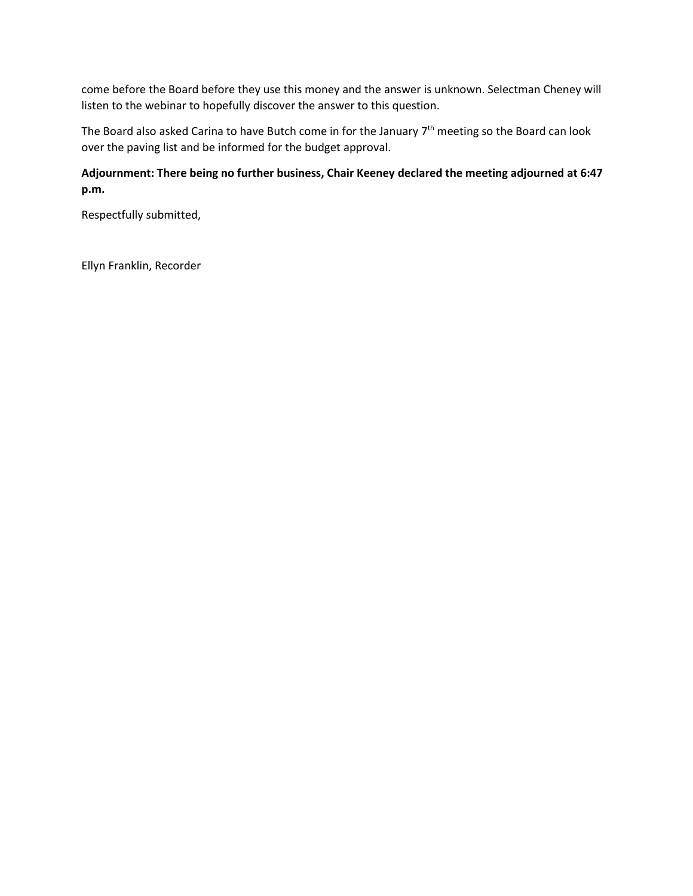come before the Board before they use this money and the answer is unknown. Selectman Cheney will listen to the webinar to hopefully discover the answer to this question.

The Board also asked Carina to have Butch come in for the January 7th meeting so the Board can look over the paving list and be informed for the budget approval.

**Adjournment: There being no further business, Chair Keeney declared the meeting adjourned at 6:47 p.m.**

Respectfully submitted,

Ellyn Franklin, Recorder